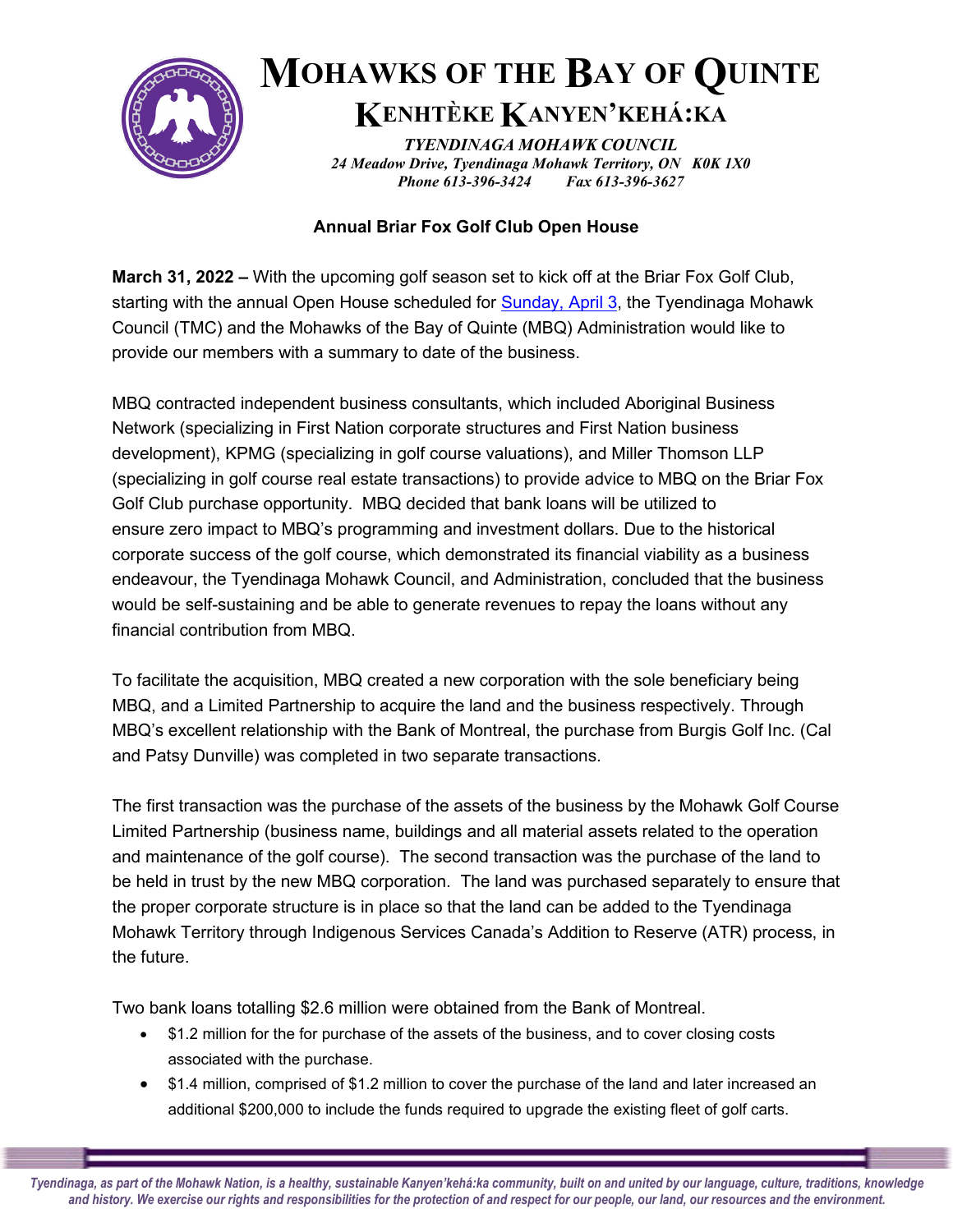# MOHAWKS OF THE BAY OF QUINTE

## KENHTÈKE KANYEN'KEHÁ:KA

*TYENDINAGA MOHAWK COUNCIL*
*24 Meadow Drive, Tyendinaga Mohawk Territory, ON K0K 1X0*
*Phone 613-396-3424 Fax 613-396-3627*

### Annual Briar Fox Golf Club Open House

**March 31, 2022 –** With the upcoming golf season set to kick off at the Briar Fox Golf Club, starting with the annual Open House scheduled for Sunday, April 3, the Tyendinaga Mohawk Council (TMC) and the Mohawks of the Bay of Quinte (MBQ) Administration would like to provide our members with a summary to date of the business.

MBQ contracted independent business consultants, which included Aboriginal Business Network (specializing in First Nation corporate structures and First Nation business development), KPMG (specializing in golf course valuations), and Miller Thomson LLP (specializing in golf course real estate transactions) to provide advice to MBQ on the Briar Fox Golf Club purchase opportunity. MBQ decided that bank loans will be utilized to ensure zero impact to MBQ's programming and investment dollars. Due to the historical corporate success of the golf course, which demonstrated its financial viability as a business endeavour, the Tyendinaga Mohawk Council, and Administration, concluded that the business would be self-sustaining and be able to generate revenues to repay the loans without any financial contribution from MBQ.

To facilitate the acquisition, MBQ created a new corporation with the sole beneficiary being MBQ, and a Limited Partnership to acquire the land and the business respectively. Through MBQ's excellent relationship with the Bank of Montreal, the purchase from Burgis Golf Inc. (Cal and Patsy Dunville) was completed in two separate transactions.

The first transaction was the purchase of the assets of the business by the Mohawk Golf Course Limited Partnership (business name, buildings and all material assets related to the operation and maintenance of the golf course). The second transaction was the purchase of the land to be held in trust by the new MBQ corporation. The land was purchased separately to ensure that the proper corporate structure is in place so that the land can be added to the Tyendinaga Mohawk Territory through Indigenous Services Canada's Addition to Reserve (ATR) process, in the future.

Two bank loans totalling $2.6 million were obtained from the Bank of Montreal.

- $1.2 million for the for purchase of the assets of the business, and to cover closing costs associated with the purchase.
- $1.4 million, comprised of $1.2 million to cover the purchase of the land and later increased an additional $200,000 to include the funds required to upgrade the existing fleet of golf carts.

*Tyendinaga, as part of the Mohawk Nation, is a healthy, sustainable Kanyen'kehá:ka community, built on and united by our language, culture, traditions, knowledge and history. We exercise our rights and responsibilities for the protection of and respect for our people, our land, our resources and the environment.*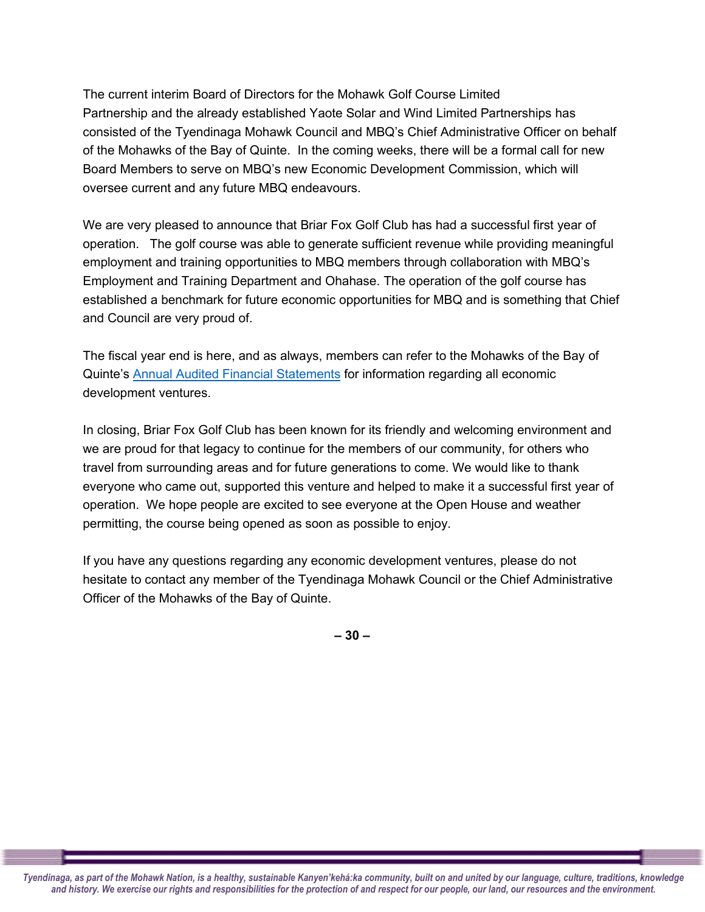The current interim Board of Directors for the Mohawk Golf Course Limited Partnership and the already established Yaote Solar and Wind Limited Partnerships has consisted of the Tyendinaga Mohawk Council and MBQ's Chief Administrative Officer on behalf of the Mohawks of the Bay of Quinte. In the coming weeks, there will be a formal call for new Board Members to serve on MBQ's new Economic Development Commission, which will oversee current and any future MBQ endeavours.

We are very pleased to announce that Briar Fox Golf Club has had a successful first year of operation. The golf course was able to generate sufficient revenue while providing meaningful employment and training opportunities to MBQ members through collaboration with MBQ's Employment and Training Department and Ohahase. The operation of the golf course has established a benchmark for future economic opportunities for MBQ and is something that Chief and Council are very proud of.

The fiscal year end is here, and as always, members can refer to the Mohawks of the Bay of Quinte's Annual Audited Financial Statements for information regarding all economic development ventures.

In closing, Briar Fox Golf Club has been known for its friendly and welcoming environment and we are proud for that legacy to continue for the members of our community, for others who travel from surrounding areas and for future generations to come. We would like to thank everyone who came out, supported this venture and helped to make it a successful first year of operation. We hope people are excited to see everyone at the Open House and weather permitting, the course being opened as soon as possible to enjoy.

If you have any questions regarding any economic development ventures, please do not hesitate to contact any member of the Tyendinaga Mohawk Council or the Chief Administrative Officer of the Mohawks of the Bay of Quinte.

**– 30 –**